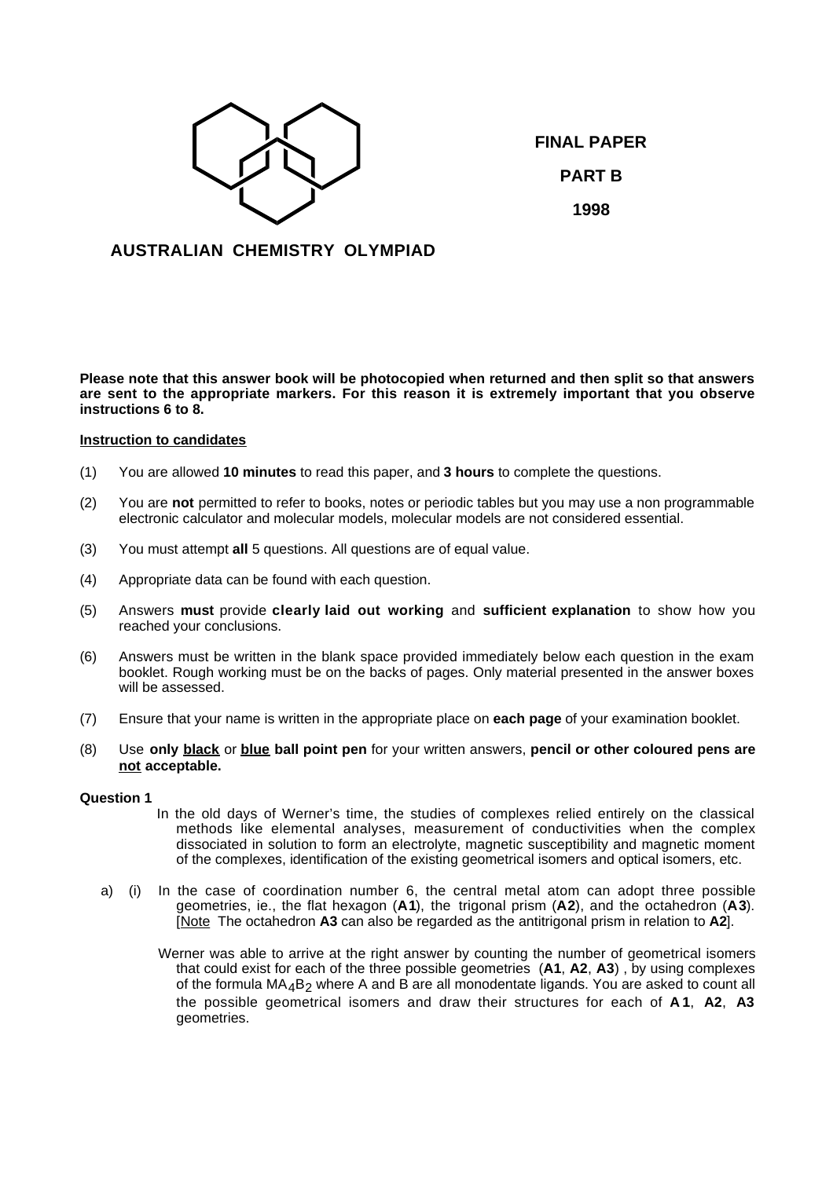**FINAL PAPER**

**PART B**

**1998**

## AUSTRALIAN CHEMISTRY OLYMPIAD

**Please note that this answer book will be photocopied when returned and then split so that answers are sent to the appropriate markers. For this reason it is extremely important that you observe instructions 6 to 8.**

**Instruction to candidates**

(1) You are allowed **10 minutes** to read this paper, and **3 hours** to complete the questions.

(2) You are **not** permitted to refer to books, notes or periodic tables but you may use a non programmable electronic calculator and molecular models, molecular models are not considered essential.

(3) You must attempt **all** 5 questions. All questions are of equal value.

(4) Appropriate data can be found with each question.

(5) Answers **must** provide **clearly laid out working** and **sufficient explanation** to show how you reached your conclusions.

(6) Answers must be written in the blank space provided immediately below each question in the exam booklet. Rough working must be on the backs of pages. Only material presented in the answer boxes will be assessed.

(7) Ensure that your name is written in the appropriate place on **each page** of your examination booklet.

(8) Use **only black** or **blue ball point pen** for your written answers, **pencil or other coloured pens are not acceptable.**

**Question 1**

In the old days of Werner's time, the studies of complexes relied entirely on the classical methods like elemental analyses, measurement of conductivities when the complex dissociated in solution to form an electrolyte, magnetic susceptibility and magnetic moment of the complexes, identification of the existing geometrical isomers and optical isomers, etc.

a) (i) In the case of coordination number 6, the central metal atom can adopt three possible geometries, ie., the flat hexagon (**A1**), the trigonal prism (**A2**), and the octahedron (**A3**). [Note The octahedron **A3** can also be regarded as the antitrigonal prism in relation to **A2**].

Werner was able to arrive at the right answer by counting the number of geometrical isomers that could exist for each of the three possible geometries (**A1**, **A2**, **A3**) , by using complexes of the formula $MA_4B_2$ where A and B are all monodentate ligands. You are asked to count all the possible geometrical isomers and draw their structures for each of **A1**, **A2**, **A3** geometries.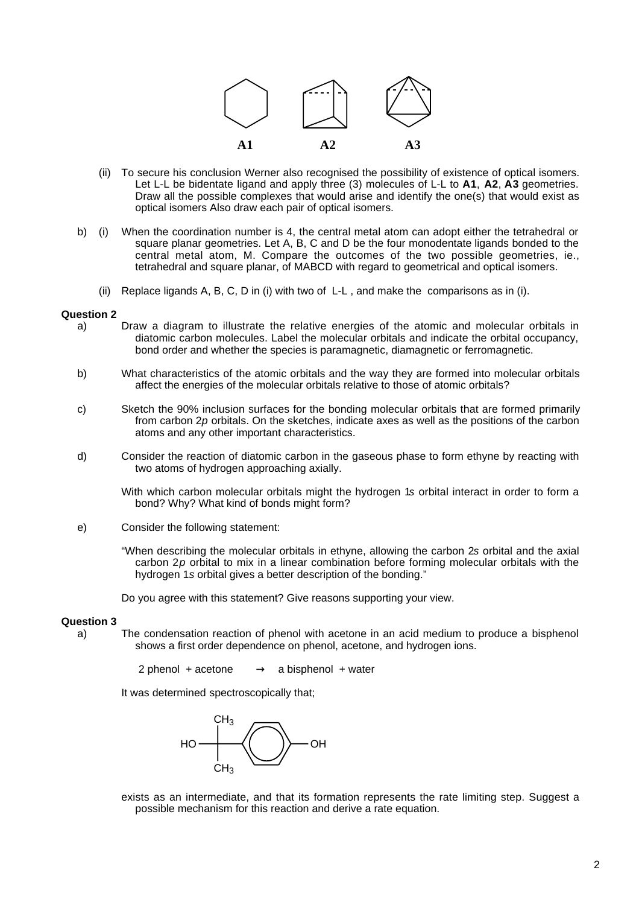A1 A2 A3

(ii) To secure his conclusion Werner also recognised the possibility of existence of optical isomers. Let L-L be bidentate ligand and apply three (3) molecules of L-L to **A1**, **A2**, **A3** geometries. Draw all the possible complexes that would arise and identify the one(s) that would exist as optical isomers Also draw each pair of optical isomers.

b) (i) When the coordination number is 4, the central metal atom can adopt either the tetrahedral or square planar geometries. Let A, B, C and D be the four monodentate ligands bonded to the central metal atom, M. Compare the outcomes of the two possible geometries, ie., tetrahedral and square planar, of MABCD with regard to geometrical and optical isomers.

(ii) Replace ligands A, B, C, D in (i) with two of L-L , and make the comparisons as in (i).

**Question 2**

a) Draw a diagram to illustrate the relative energies of the atomic and molecular orbitals in diatomic carbon molecules. Label the molecular orbitals and indicate the orbital occupancy, bond order and whether the species is paramagnetic, diamagnetic or ferromagnetic.

b) What characteristics of the atomic orbitals and the way they are formed into molecular orbitals affect the energies of the molecular orbitals relative to those of atomic orbitals?

c) Sketch the 90% inclusion surfaces for the bonding molecular orbitals that are formed primarily from carbon 2*p* orbitals. On the sketches, indicate axes as well as the positions of the carbon atoms and any other important characteristics.

d) Consider the reaction of diatomic carbon in the gaseous phase to form ethyne by reacting with two atoms of hydrogen approaching axially.

With which carbon molecular orbitals might the hydrogen 1*s* orbital interact in order to form a bond? Why? What kind of bonds might form?

e) Consider the following statement:

"When describing the molecular orbitals in ethyne, allowing the carbon 2*s* orbital and the axial carbon 2*p* orbital to mix in a linear combination before forming molecular orbitals with the hydrogen 1*s* orbital gives a better description of the bonding."

Do you agree with this statement? Give reasons supporting your view.

**Question 3**

a) The condensation reaction of phenol with acetone in an acid medium to produce a bisphenol shows a first order dependence on phenol, acetone, and hydrogen ions.

2 phenol + acetone → a bisphenol + water

It was determined spectroscopically that;

HO–C($CH_3$)$_2$–$C_6H_4$–OH

exists as an intermediate, and that its formation represents the rate limiting step. Suggest a possible mechanism for this reaction and derive a rate equation.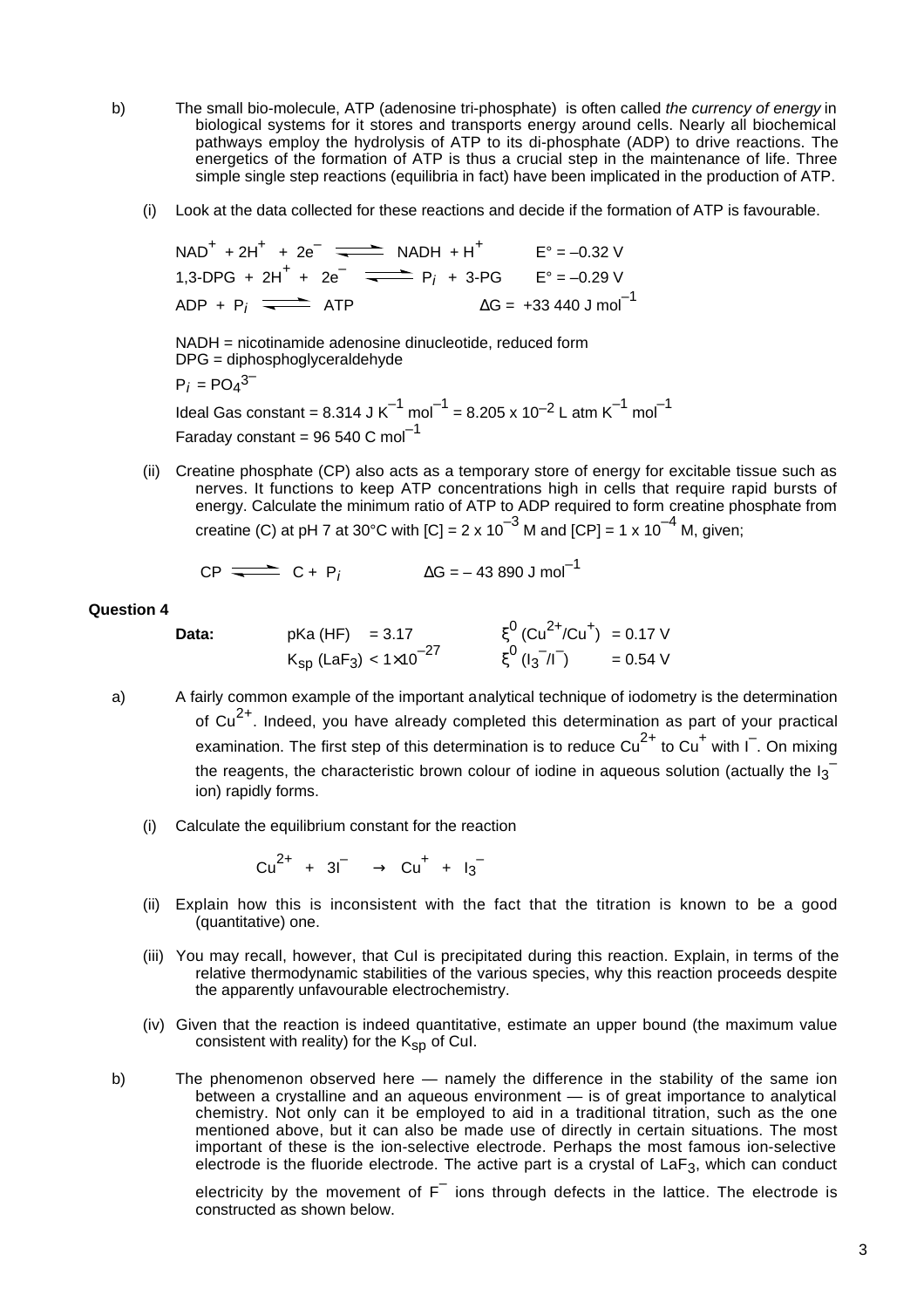b) The small bio-molecule, ATP (adenosine tri-phosphate) is often called *the currency of energy* in biological systems for it stores and transports energy around cells. Nearly all biochemical pathways employ the hydrolysis of ATP to its di-phosphate (ADP) to drive reactions. The energetics of the formation of ATP is thus a crucial step in the maintenance of life. Three simple single step reactions (equilibria in fact) have been implicated in the production of ATP.

(i) Look at the data collected for these reactions and decide if the formation of ATP is favourable.

$$NAD^+ + 2H^+ + 2e^- \rightleftharpoons NADH + H^+ \qquad E° = -0.32\ V$$

$$\text{1,3-DPG} + 2H^+ + 2e^- \rightleftharpoons P_i + \text{3-PG} \qquad E° = -0.29\ V$$

$$ADP + P_i \rightleftharpoons ATP \qquad \Delta G = +33\,440\ J\ mol^{-1}$$

NADH = nicotinamide adenosine dinucleotide, reduced form
DPG = diphosphoglyceraldehyde

$P_i = PO_4^{3-}$

Ideal Gas constant = 8.314 J $K^{-1}$ $mol^{-1}$ = 8.205 x $10^{-2}$ L atm $K^{-1}$ $mol^{-1}$

Faraday constant = 96 540 C $mol^{-1}$

(ii) Creatine phosphate (CP) also acts as a temporary store of energy for excitable tissue such as nerves. It functions to keep ATP concentrations high in cells that require rapid bursts of energy. Calculate the minimum ratio of ATP to ADP required to form creatine phosphate from creatine (C) at pH 7 at 30°C with [C] = 2 x $10^{-3}$ M and [CP] = 1 x $10^{-4}$ M, given;

$$CP \rightleftharpoons C + P_i \qquad \Delta G = -43\,890\ J\ mol^{-1}$$

**Question 4**

**Data:** pKa (HF) = 3.17 $\quad$ $\xi^0 (Cu^{2+}/Cu^+)$ = 0.17 V

$K_{sp} (LaF_3) < 1\times10^{-27}$ $\quad$ $\xi^0 (I_3^-/I^-)$ = 0.54 V

a) A fairly common example of the important analytical technique of iodometry is the determination of $Cu^{2+}$. Indeed, you have already completed this determination as part of your practical examination. The first step of this determination is to reduce $Cu^{2+}$ to $Cu^+$ with $I^-$. On mixing the reagents, the characteristic brown colour of iodine in aqueous solution (actually the $I_3^-$ ion) rapidly forms.

(i) Calculate the equilibrium constant for the reaction

$$Cu^{2+} + 3I^- \rightarrow Cu^+ + I_3^-$$

(ii) Explain how this is inconsistent with the fact that the titration is known to be a good (quantitative) one.

(iii) You may recall, however, that CuI is precipitated during this reaction. Explain, in terms of the relative thermodynamic stabilities of the various species, why this reaction proceeds despite the apparently unfavourable electrochemistry.

(iv) Given that the reaction is indeed quantitative, estimate an upper bound (the maximum value consistent with reality) for the $K_{sp}$ of CuI.

b) The phenomenon observed here — namely the difference in the stability of the same ion between a crystalline and an aqueous environment — is of great importance to analytical chemistry. Not only can it be employed to aid in a traditional titration, such as the one mentioned above, but it can also be made use of directly in certain situations. The most important of these is the ion-selective electrode. Perhaps the most famous ion-selective electrode is the fluoride electrode. The active part is a crystal of $LaF_3$, which can conduct electricity by the movement of $F^-$ ions through defects in the lattice. The electrode is constructed as shown below.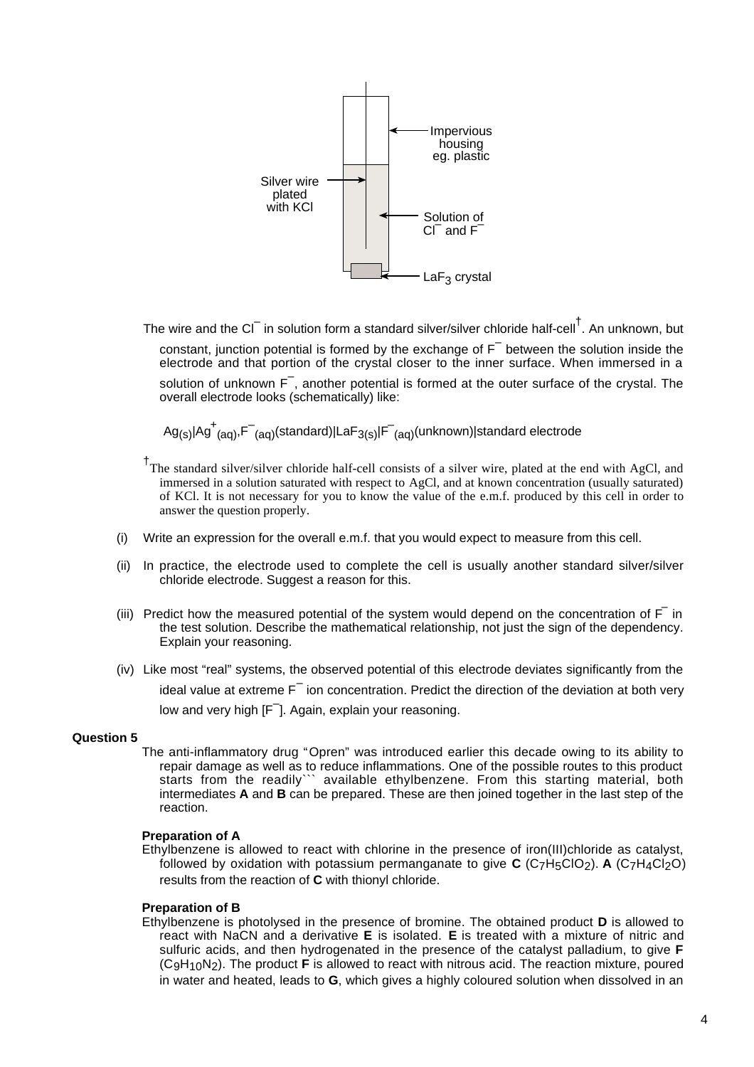Impervious housing eg. plastic

Silver wire plated with KCl

Solution of $Cl^-$ and $F^-$

$LaF_3$ crystal

The wire and the $Cl^-$ in solution form a standard silver/silver chloride half-cell†. An unknown, but constant, junction potential is formed by the exchange of $F^-$ between the solution inside the electrode and that portion of the crystal closer to the inner surface. When immersed in a solution of unknown $F^-$, another potential is formed at the outer surface of the crystal. The overall electrode looks (schematically) like:

$Ag_{(s)}|Ag^+_{(aq)},F^-_{(aq)}$(standard)$|LaF_{3(s)}|F^-_{(aq)}$(unknown)|standard electrode

†The standard silver/silver chloride half-cell consists of a silver wire, plated at the end with AgCl, and immersed in a solution saturated with respect to AgCl, and at known concentration (usually saturated) of KCl. It is not necessary for you to know the value of the e.m.f. produced by this cell in order to answer the question properly.

(i) Write an expression for the overall e.m.f. that you would expect to measure from this cell.

(ii) In practice, the electrode used to complete the cell is usually another standard silver/silver chloride electrode. Suggest a reason for this.

(iii) Predict how the measured potential of the system would depend on the concentration of $F^-$ in the test solution. Describe the mathematical relationship, not just the sign of the dependency. Explain your reasoning.

(iv) Like most "real" systems, the observed potential of this electrode deviates significantly from the ideal value at extreme $F^-$ ion concentration. Predict the direction of the deviation at both very low and very high $[F^-]$. Again, explain your reasoning.

**Question 5**

The anti-inflammatory drug "Opren" was introduced earlier this decade owing to its ability to repair damage as well as to reduce inflammations. One of the possible routes to this product starts from the readily``` available ethylbenzene. From this starting material, both intermediates **A** and **B** can be prepared. These are then joined together in the last step of the reaction.

**Preparation of A**

Ethylbenzene is allowed to react with chlorine in the presence of iron(III)chloride as catalyst, followed by oxidation with potassium permanganate to give **C** ($C_7H_5ClO_2$). **A** ($C_7H_4Cl_2O$) results from the reaction of **C** with thionyl chloride.

**Preparation of B**

Ethylbenzene is photolysed in the presence of bromine. The obtained product **D** is allowed to react with NaCN and a derivative **E** is isolated. **E** is treated with a mixture of nitric and sulfuric acids, and then hydrogenated in the presence of the catalyst palladium, to give **F** ($C_9H_{10}N_2$). The product **F** is allowed to react with nitrous acid. The reaction mixture, poured in water and heated, leads to **G**, which gives a highly coloured solution when dissolved in an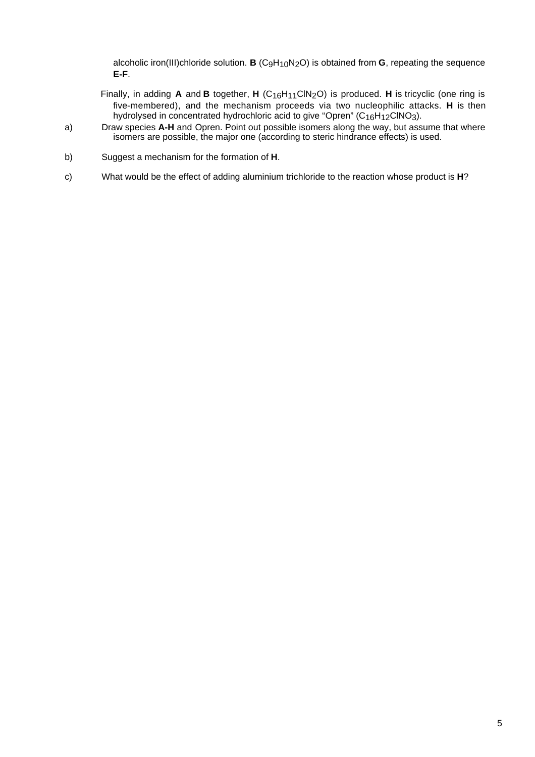alcoholic iron(III)chloride solution. **B** ($C_9H_{10}N_2O$) is obtained from **G**, repeating the sequence **E-F**.

Finally, in adding **A** and **B** together, **H** ($C_{16}H_{11}ClN_2O$) is produced. **H** is tricyclic (one ring is five-membered), and the mechanism proceeds via two nucleophilic attacks. **H** is then hydrolysed in concentrated hydrochloric acid to give "Opren" ($C_{16}H_{12}ClNO_3$).

a) Draw species **A-H** and Opren. Point out possible isomers along the way, but assume that where isomers are possible, the major one (according to steric hindrance effects) is used.

b) Suggest a mechanism for the formation of **H**.

c) What would be the effect of adding aluminium trichloride to the reaction whose product is **H**?